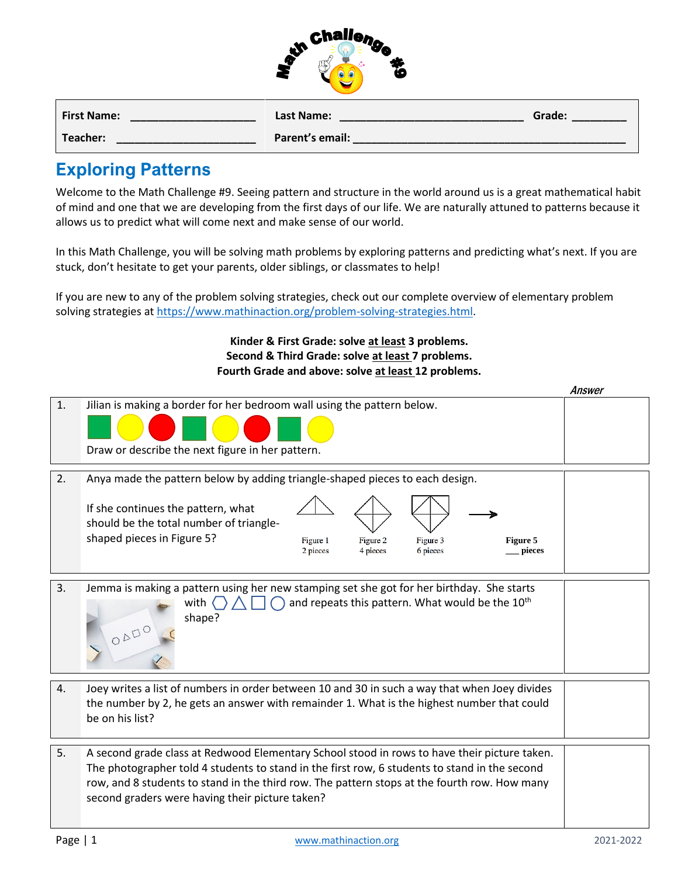# Math Challenge #9

| First Name: ____________________ | Last Name: ____________________________ | Grade: ________ |
|---|---|---|
| Teacher: ______________________ | Parent's email: __________________________________________ | |

## Exploring Patterns

Welcome to the Math Challenge #9. Seeing pattern and structure in the world around us is a great mathematical habit of mind and one that we are developing from the first days of our life. We are naturally attuned to patterns because it allows us to predict what will come next and make sense of our world.

In this Math Challenge, you will be solving math problems by exploring patterns and predicting what's next. If you are stuck, don't hesitate to get your parents, older siblings, or classmates to help!

If you are new to any of the problem solving strategies, check out our complete overview of elementary problem solving strategies at https://www.mathinaction.org/problem-solving-strategies.html.

**Kinder & First Grade: solve at least 3 problems.**
**Second & Third Grade: solve at least 7 problems.**
**Fourth Grade and above: solve at least 12 problems.**

| # | Problem | *Answer* |
|---|---|---|
| 1. | Jilian is making a border for her bedroom wall using the pattern below. (green square, yellow circle, red circle, green square, yellow circle, red circle, green square, yellow circle) Draw or describe the next figure in her pattern. | |
| 2. | Anya made the pattern below by adding triangle-shaped pieces to each design. If she continues the pattern, what should be the total number of triangle-shaped pieces in Figure 5? Figure 1: 2 pieces; Figure 2: 4 pieces; Figure 3: 6 pieces; → Figure 5: ___ pieces | |
| 3. | Jemma is making a pattern using her new stamping set she got for her birthday. She starts with ⬡ △ □ ○ and repeats this pattern. What would be the 10th shape? | |
| 4. | Joey writes a list of numbers in order between 10 and 30 in such a way that when Joey divides the number by 2, he gets an answer with remainder 1. What is the highest number that could be on his list? | |
| 5. | A second grade class at Redwood Elementary School stood in rows to have their picture taken. The photographer told 4 students to stand in the first row, 6 students to stand in the second row, and 8 students to stand in the third row. The pattern stops at the fourth row. How many second graders were having their picture taken? | |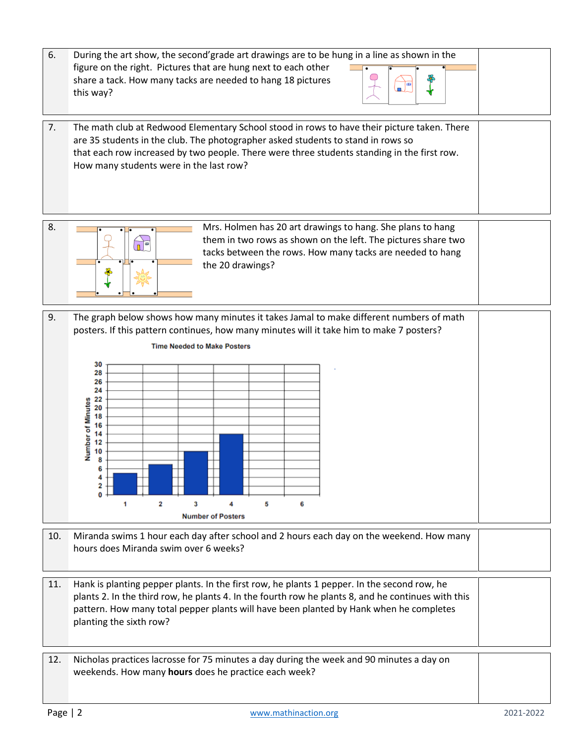6. During the art show, the second'grade art drawings are to be hung in a line as shown in the figure on the right. Pictures that are hung next to each other share a tack. How many tacks are needed to hang 18 pictures this way?

7. The math club at Redwood Elementary School stood in rows to have their picture taken. There are 35 students in the club. The photographer asked students to stand in rows so that each row increased by two people. There were three students standing in the first row. How many students were in the last row?

8. Mrs. Holmen has 20 art drawings to hang. She plans to hang them in two rows as shown on the left. The pictures share two tacks between the rows. How many tacks are needed to hang the 20 drawings?

9. The graph below shows how many minutes it takes Jamal to make different numbers of math posters. If this pattern continues, how many minutes will it take him to make 7 posters?

**Time Needed to Make Posters**

| Number of Posters | Number of Minutes |
| --- | --- |
| 1 | 5 |
| 2 | 7 |
| 3 | 10 |
| 4 | 14 |
| 5 | |
| 6 | |

10. Miranda swims 1 hour each day after school and 2 hours each day on the weekend. How many hours does Miranda swim over 6 weeks?

11. Hank is planting pepper plants. In the first row, he plants 1 pepper. In the second row, he plants 2. In the third row, he plants 4. In the fourth row he plants 8, and he continues with this pattern. How many total pepper plants will have been planted by Hank when he completes planting the sixth row?

12. Nicholas practices lacrosse for 75 minutes a day during the week and 90 minutes a day on weekends. How many **hours** does he practice each week?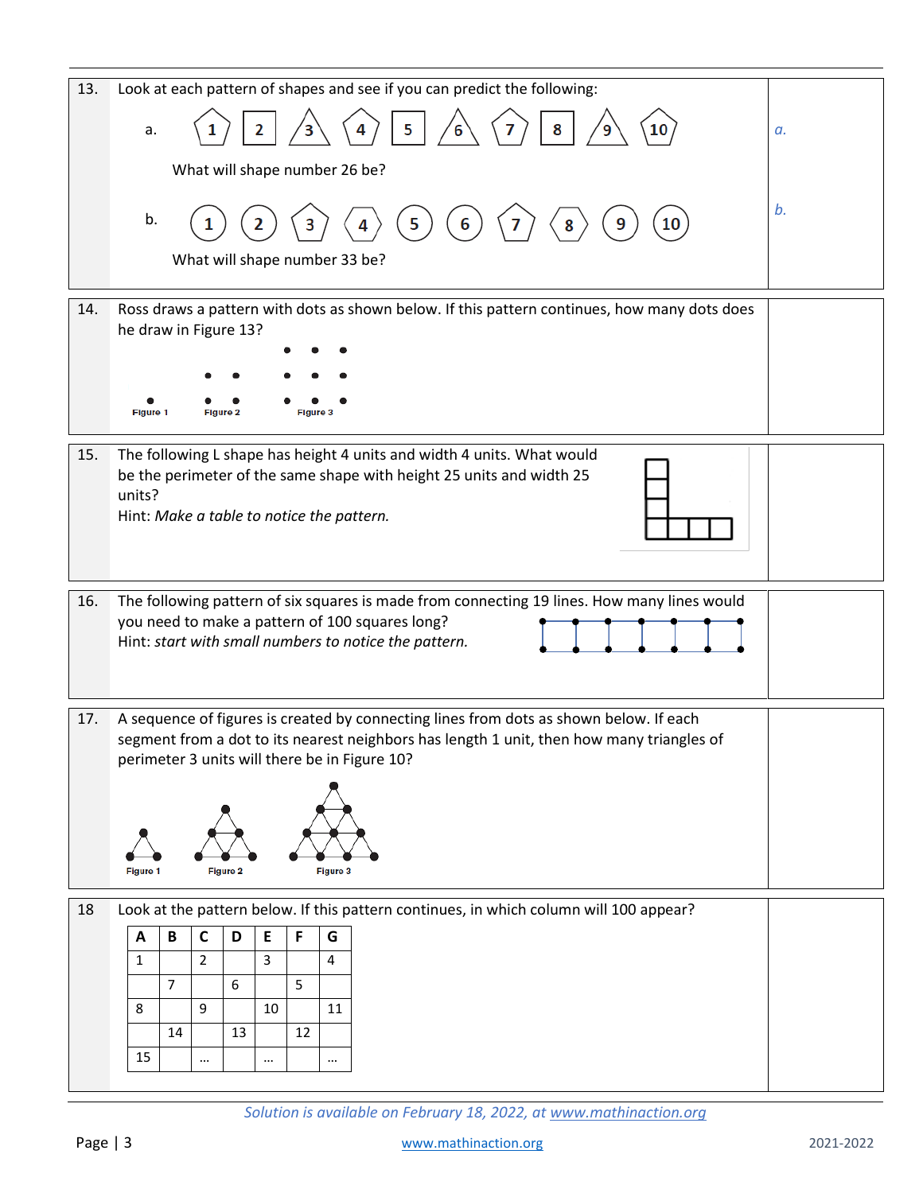13. Look at each pattern of shapes and see if you can predict the following:

a. 1 2 3 4 5 6 7 8 9 10

What will shape number 26 be?

b. 1 2 3 4 5 6 7 8 9 10

What will shape number 33 be?

*a.*

*b.*

14. Ross draws a pattern with dots as shown below. If this pattern continues, how many dots does he draw in Figure 13?

Figure 1 Figure 2 Figure 3

15. The following L shape has height 4 units and width 4 units. What would be the perimeter of the same shape with height 25 units and width 25 units?

Hint: *Make a table to notice the pattern.*

16. The following pattern of six squares is made from connecting 19 lines. How many lines would you need to make a pattern of 100 squares long?

Hint: *start with small numbers to notice the pattern.*

17. A sequence of figures is created by connecting lines from dots as shown below. If each segment from a dot to its nearest neighbors has length 1 unit, then how many triangles of perimeter 3 units will there be in Figure 10?

Figure 1 Figure 2 Figure 3

18 Look at the pattern below. If this pattern continues, in which column will 100 appear?

| A | B | C | D | E | F | G |
|---|---|---|---|---|---|---|
| 1 | | 2 | | 3 | | 4 |
| | 7 | | 6 | | 5 | |
| 8 | | 9 | | 10 | | 11 |
| | 14 | | 13 | | 12 | |
| 15 | | … | | … | | … |

*Solution is available on February 18, 2022, at www.mathinaction.org*